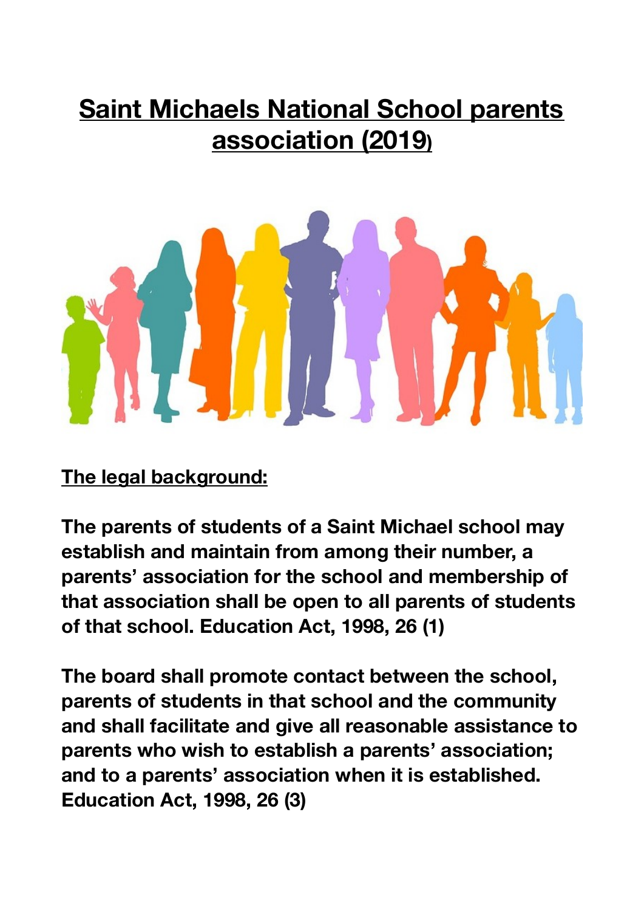# Saint Michaels National School parents association (2019)

## The legal background:

**The parents of students of a Saint Michael school may establish and maintain from among their number, a parents' association for the school and membership of that association shall be open to all parents of students of that school. Education Act, 1998, 26 (1)**

**The board shall promote contact between the school, parents of students in that school and the community and shall facilitate and give all reasonable assistance to parents who wish to establish a parents' association; and to a parents' association when it is established. Education Act, 1998, 26 (3)**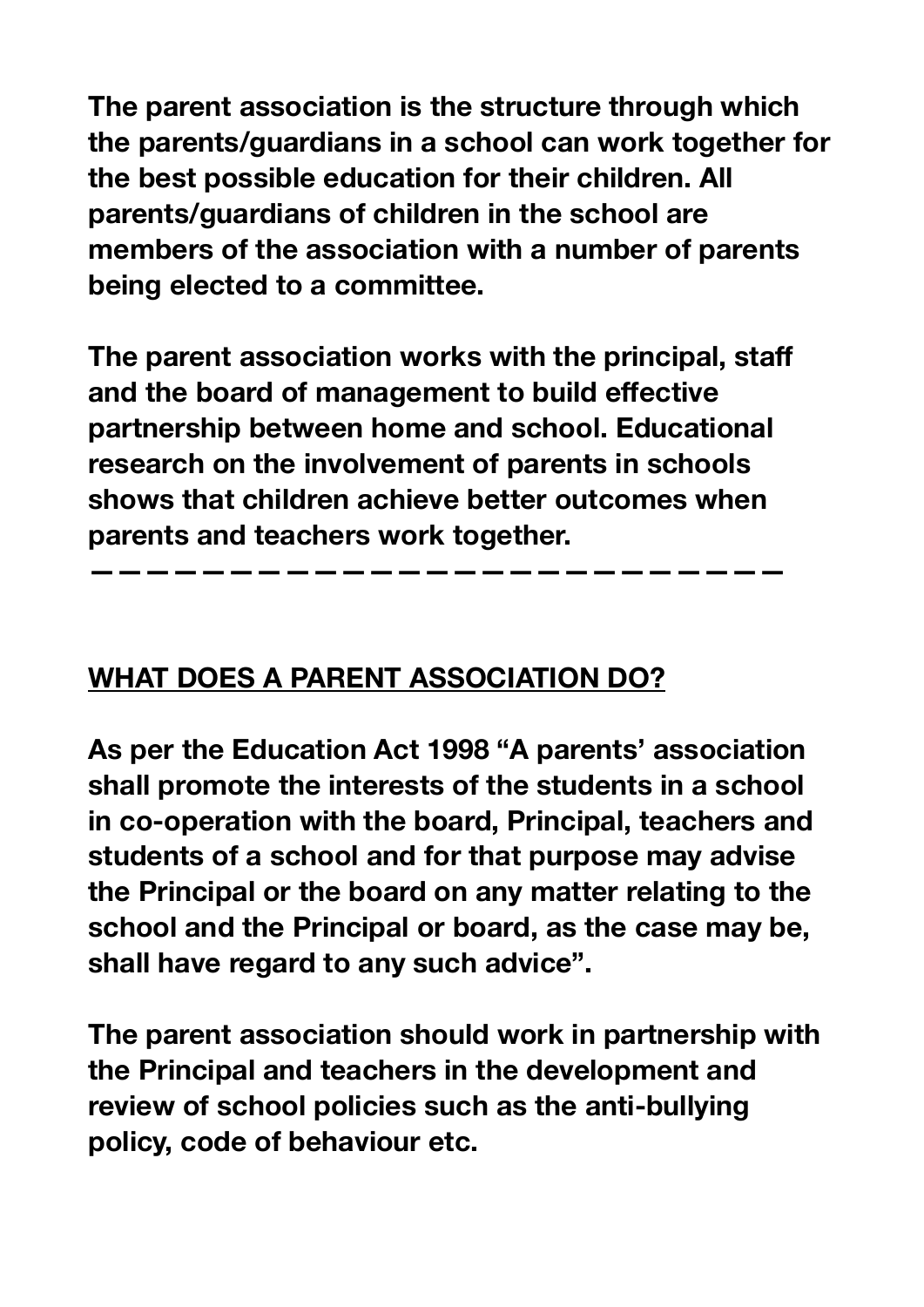**The parent association is the structure through which the parents/guardians in a school can work together for the best possible education for their children. All parents/guardians of children in the school are members of the association with a number of parents being elected to a committee.**

**The parent association works with the principal, staff and the board of management to build effective partnership between home and school. Educational research on the involvement of parents in schools shows that children achieve better outcomes when parents and teachers work together.**

---

## WHAT DOES A PARENT ASSOCIATION DO?

**As per the Education Act 1998 "A parents' association shall promote the interests of the students in a school in co-operation with the board, Principal, teachers and students of a school and for that purpose may advise the Principal or the board on any matter relating to the school and the Principal or board, as the case may be, shall have regard to any such advice".**

**The parent association should work in partnership with the Principal and teachers in the development and review of school policies such as the anti-bullying policy, code of behaviour etc.**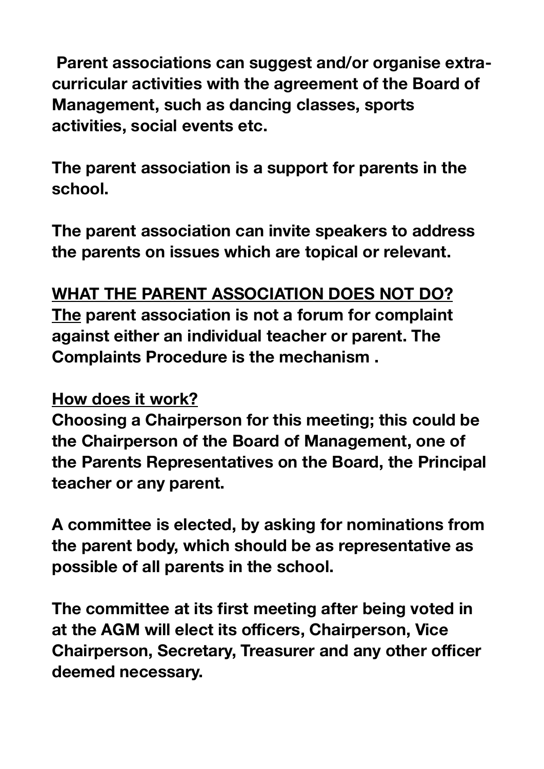**Parent associations can suggest and/or organise extra-curricular activities with the agreement of the Board of Management, such as dancing classes, sports activities, social events etc.**

**The parent association is a support for parents in the school.**

**The parent association can invite speakers to address the parents on issues which are topical or relevant.**

**WHAT THE PARENT ASSOCIATION DOES NOT DO?**

**The parent association is not a forum for complaint against either an individual teacher or parent. The Complaints Procedure is the mechanism .**

**How does it work?**

**Choosing a Chairperson for this meeting; this could be the Chairperson of the Board of Management, one of the Parents Representatives on the Board, the Principal teacher or any parent.**

**A committee is elected, by asking for nominations from the parent body, which should be as representative as possible of all parents in the school.**

**The committee at its first meeting after being voted in at the AGM will elect its officers, Chairperson, Vice Chairperson, Secretary, Treasurer and any other officer deemed necessary.**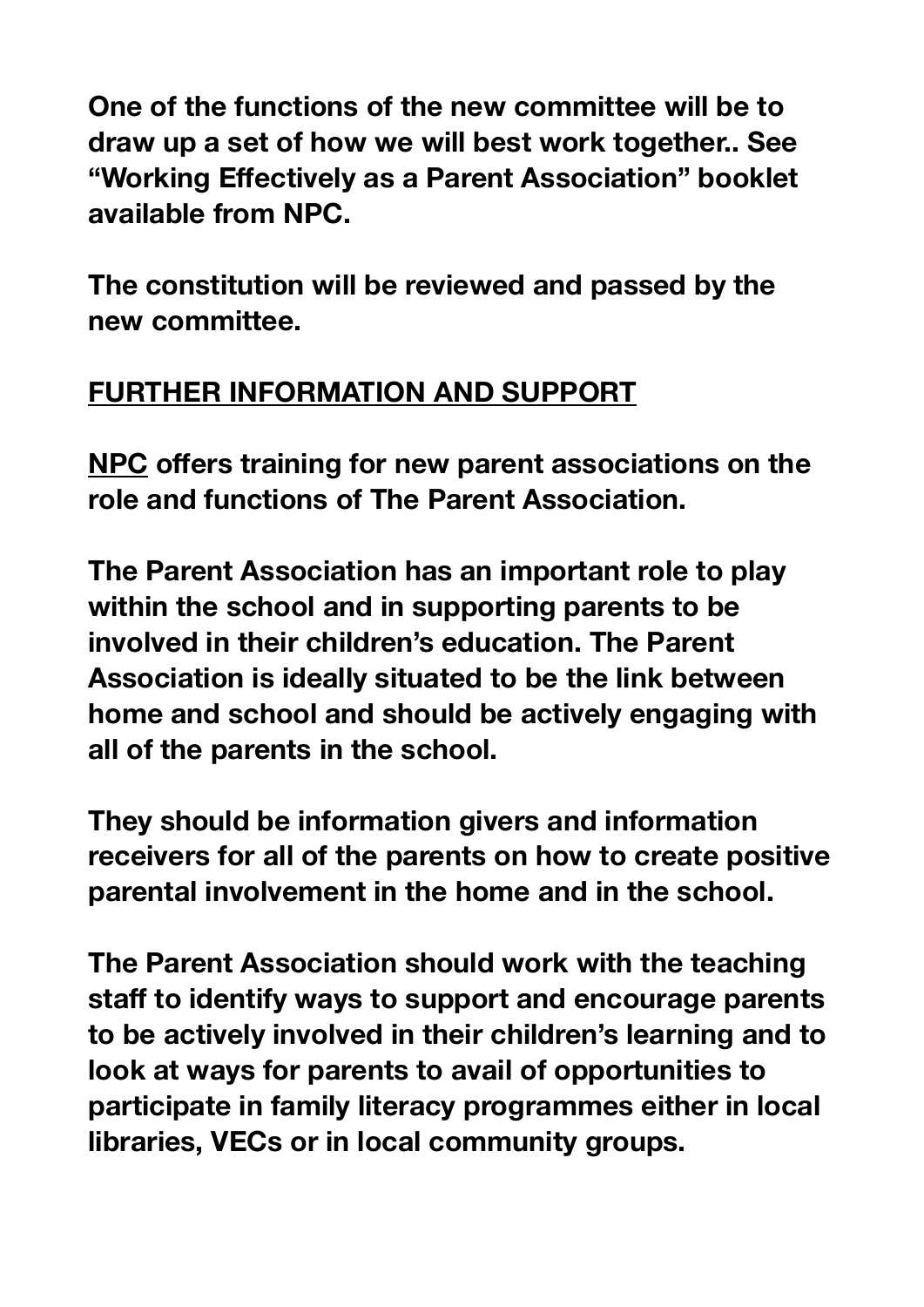**One of the functions of the new committee will be to draw up a set of how we will best work together.. See "Working Effectively as a Parent Association" booklet available from NPC.**

**The constitution will be reviewed and passed by the new committee.**

## FURTHER INFORMATION AND SUPPORT

**NPC offers training for new parent associations on the role and functions of The Parent Association.**

**The Parent Association has an important role to play within the school and in supporting parents to be involved in their children's education. The Parent Association is ideally situated to be the link between home and school and should be actively engaging with all of the parents in the school.**

**They should be information givers and information receivers for all of the parents on how to create positive parental involvement in the home and in the school.**

**The Parent Association should work with the teaching staff to identify ways to support and encourage parents to be actively involved in their children's learning and to look at ways for parents to avail of opportunities to participate in family literacy programmes either in local libraries, VECs or in local community groups.**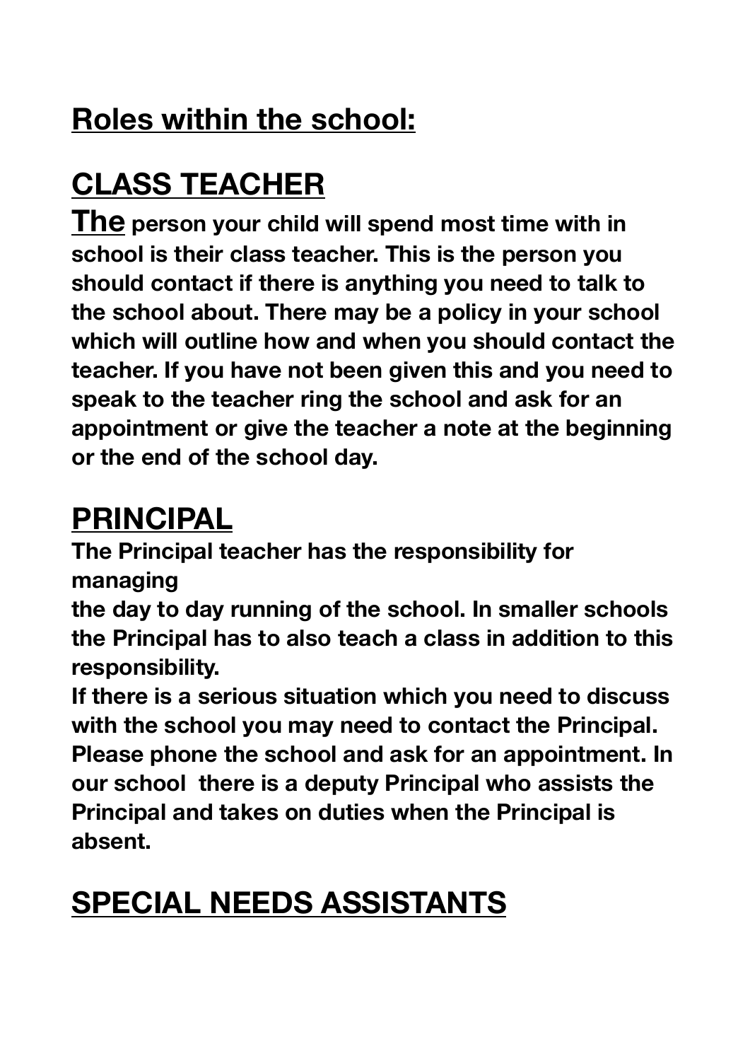## Roles within the school:

## CLASS TEACHER

**The person your child will spend most time with in school is their class teacher. This is the person you should contact if there is anything you need to talk to the school about. There may be a policy in your school which will outline how and when you should contact the teacher. If you have not been given this and you need to speak to the teacher ring the school and ask for an appointment or give the teacher a note at the beginning or the end of the school day.**

## PRINCIPAL

**The Principal teacher has the responsibility for managing the day to day running of the school. In smaller schools the Principal has to also teach a class in addition to this responsibility.**

**If there is a serious situation which you need to discuss with the school you may need to contact the Principal. Please phone the school and ask for an appointment. In our school there is a deputy Principal who assists the Principal and takes on duties when the Principal is absent.**

## SPECIAL NEEDS ASSISTANTS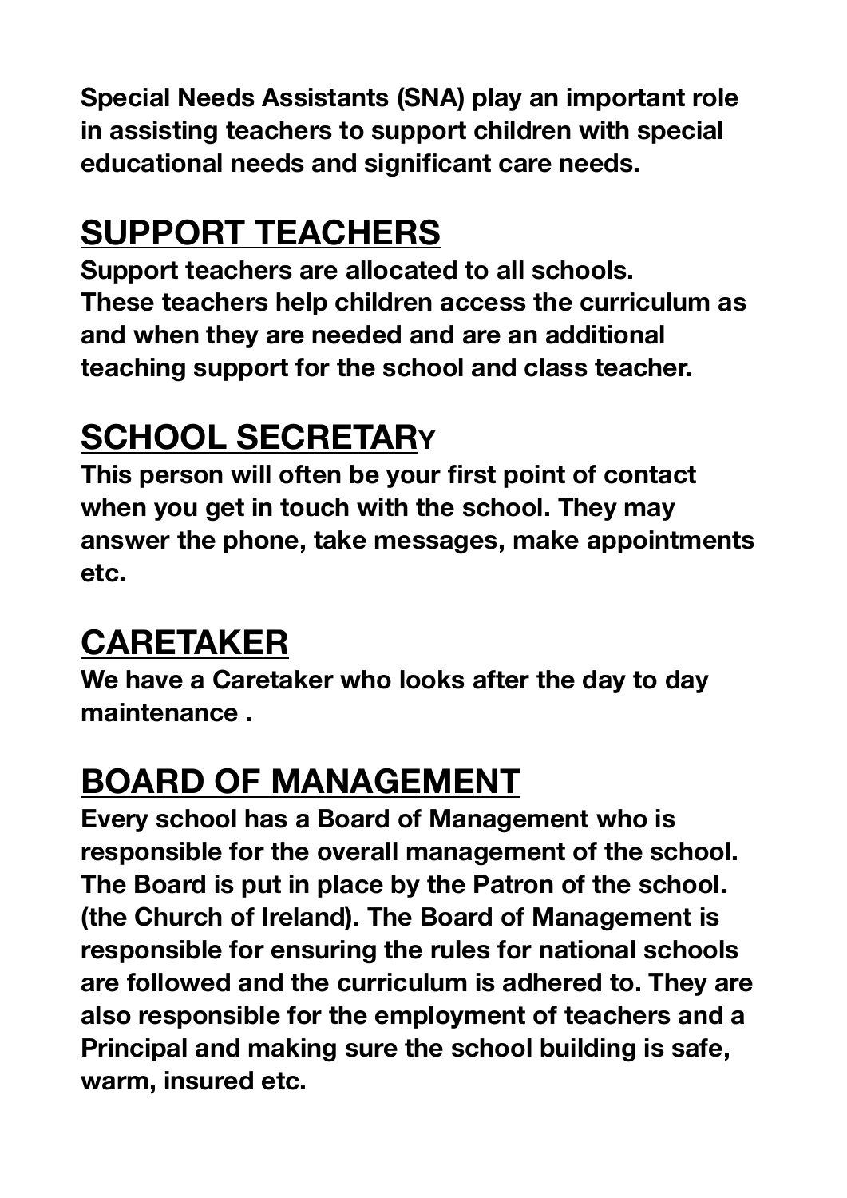**Special Needs Assistants (SNA) play an important role in assisting teachers to support children with special educational needs and significant care needs.**

## SUPPORT TEACHERS

**Support teachers are allocated to all schools. These teachers help children access the curriculum as and when they are needed and are an additional teaching support for the school and class teacher.**

## SCHOOL SECRETARY

**This person will often be your first point of contact when you get in touch with the school. They may answer the phone, take messages, make appointments etc.**

## CARETAKER

**We have a Caretaker who looks after the day to day maintenance .**

## BOARD OF MANAGEMENT

**Every school has a Board of Management who is responsible for the overall management of the school. The Board is put in place by the Patron of the school. (the Church of Ireland). The Board of Management is responsible for ensuring the rules for national schools are followed and the curriculum is adhered to. They are also responsible for the employment of teachers and a Principal and making sure the school building is safe, warm, insured etc.**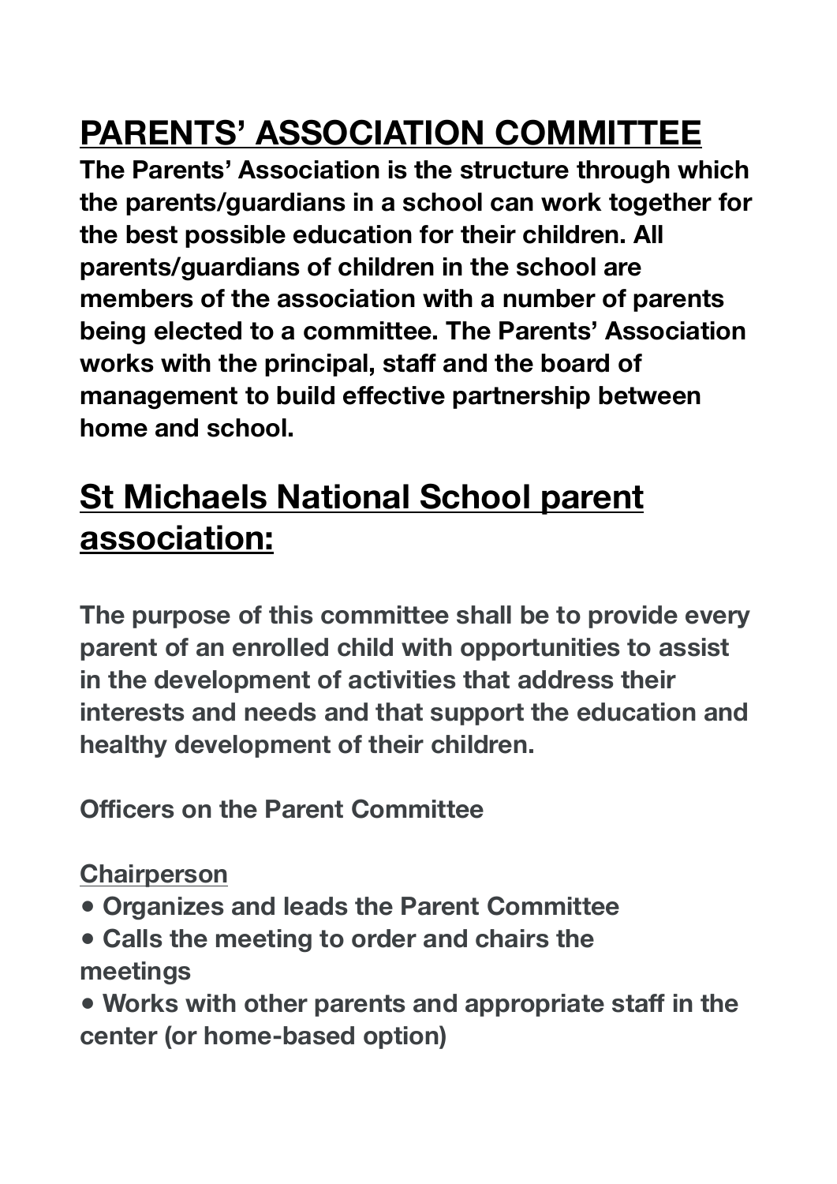# PARENTS' ASSOCIATION COMMITTEE

**The Parents' Association is the structure through which the parents/guardians in a school can work together for the best possible education for their children. All parents/guardians of children in the school are members of the association with a number of parents being elected to a committee. The Parents' Association works with the principal, staff and the board of management to build effective partnership between home and school.**

## St Michaels National School parent association:

**The purpose of this committee shall be to provide every parent of an enrolled child with opportunities to assist in the development of activities that address their interests and needs and that support the education and healthy development of their children.**

**Officers on the Parent Committee**

**Chairperson**

- **Organizes and leads the Parent Committee**
- **Calls the meeting to order and chairs the meetings**
- **Works with other parents and appropriate staff in the center (or home-based option)**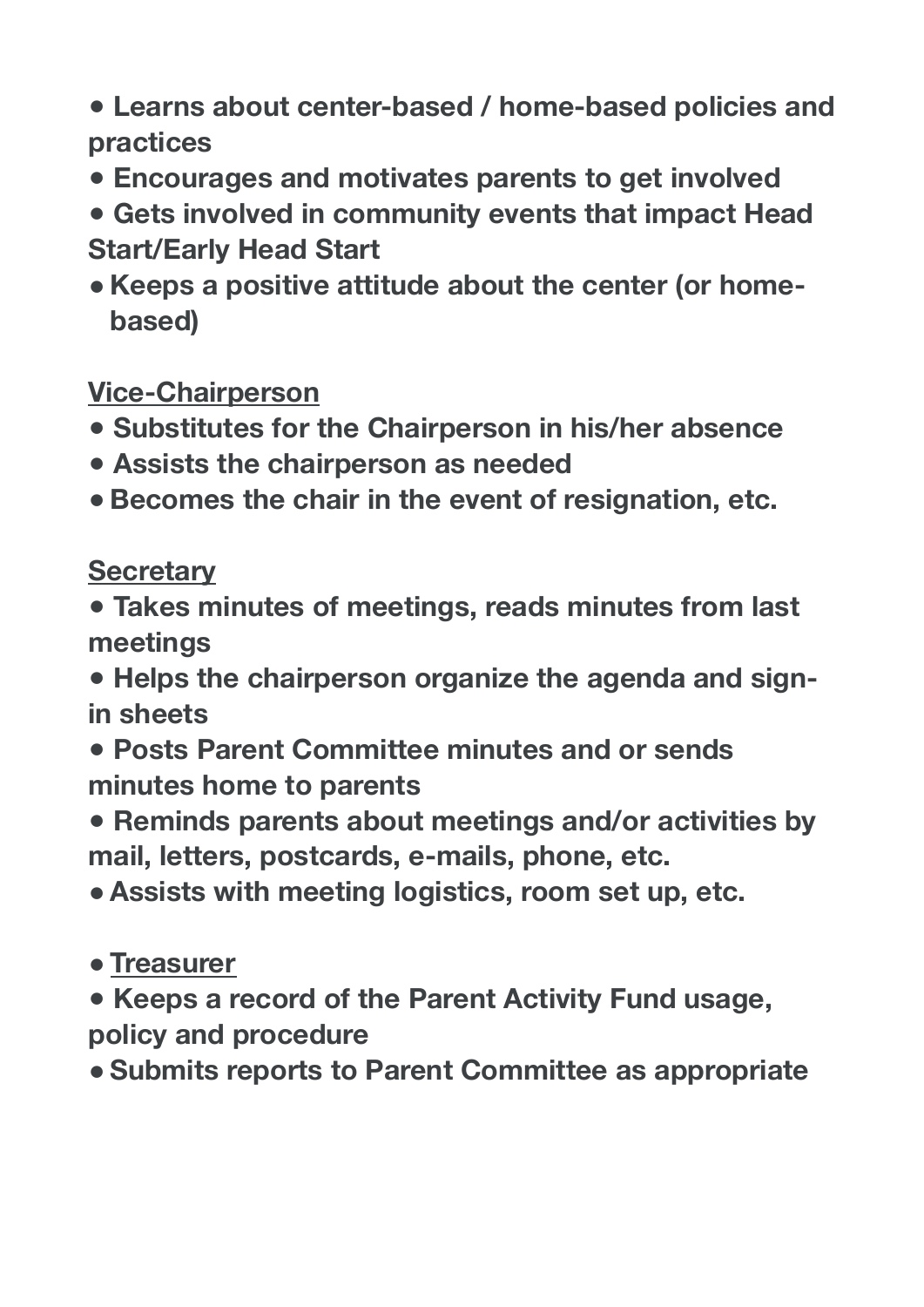- **Learns about center-based / home-based policies and practices**
- **Encourages and motivates parents to get involved**
- **Gets involved in community events that impact Head Start/Early Head Start**
- **Keeps a positive attitude about the center (or home-based)**

**<u>Vice-Chairperson</u>**

- **Substitutes for the Chairperson in his/her absence**
- **Assists the chairperson as needed**
- **Becomes the chair in the event of resignation, etc.**

**<u>Secretary</u>**

- **Takes minutes of meetings, reads minutes from last meetings**
- **Helps the chairperson organize the agenda and sign-in sheets**
- **Posts Parent Committee minutes and or sends minutes home to parents**
- **Reminds parents about meetings and/or activities by mail, letters, postcards, e-mails, phone, etc.**
- **Assists with meeting logistics, room set up, etc.**

- **<u>Treasurer</u>**

- **Keeps a record of the Parent Activity Fund usage, policy and procedure**
- **Submits reports to Parent Committee as appropriate**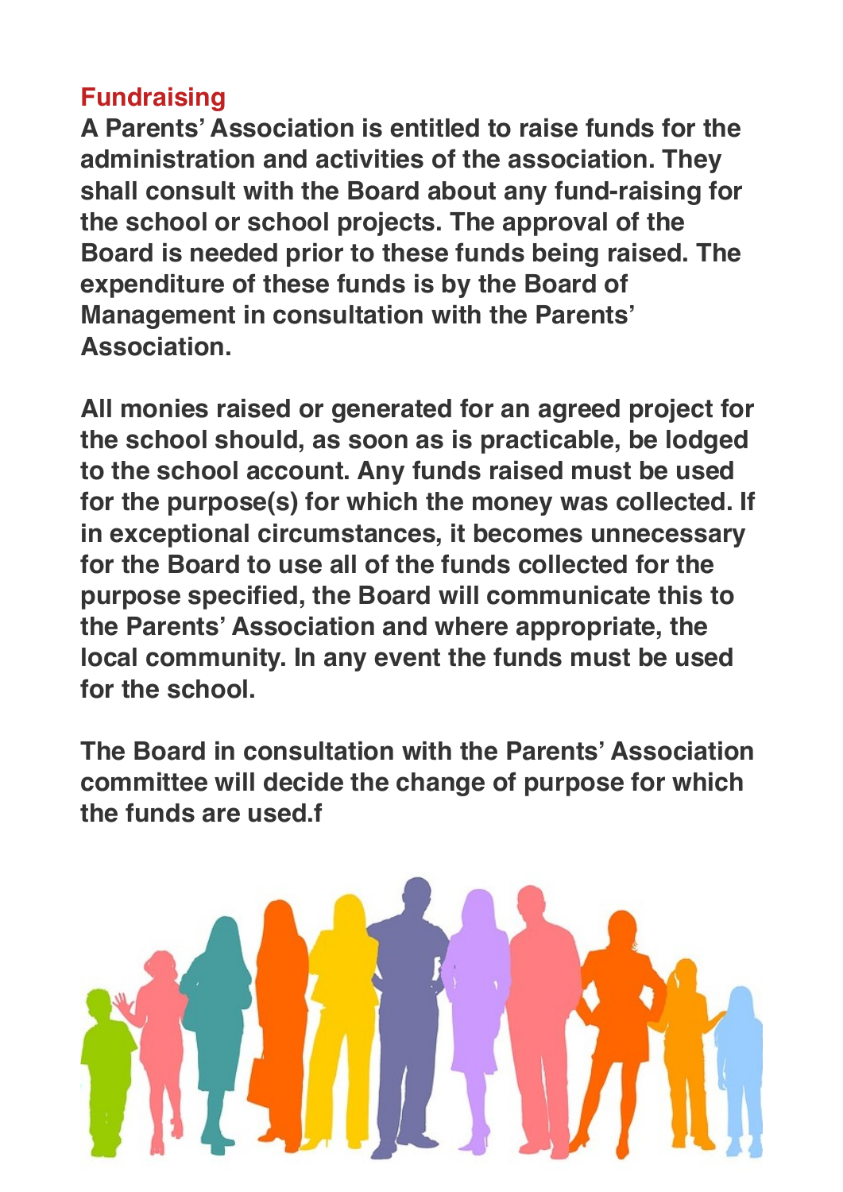## Fundraising

**A Parents' Association is entitled to raise funds for the administration and activities of the association. They shall consult with the Board about any fund-raising for the school or school projects. The approval of the Board is needed prior to these funds being raised. The expenditure of these funds is by the Board of Management in consultation with the Parents' Association.**

**All monies raised or generated for an agreed project for the school should, as soon as is practicable, be lodged to the school account. Any funds raised must be used for the purpose(s) for which the money was collected. If in exceptional circumstances, it becomes unnecessary for the Board to use all of the funds collected for the purpose specified, the Board will communicate this to the Parents' Association and where appropriate, the local community. In any event the funds must be used for the school.**

**The Board in consultation with the Parents' Association committee will decide the change of purpose for which the funds are used.f**